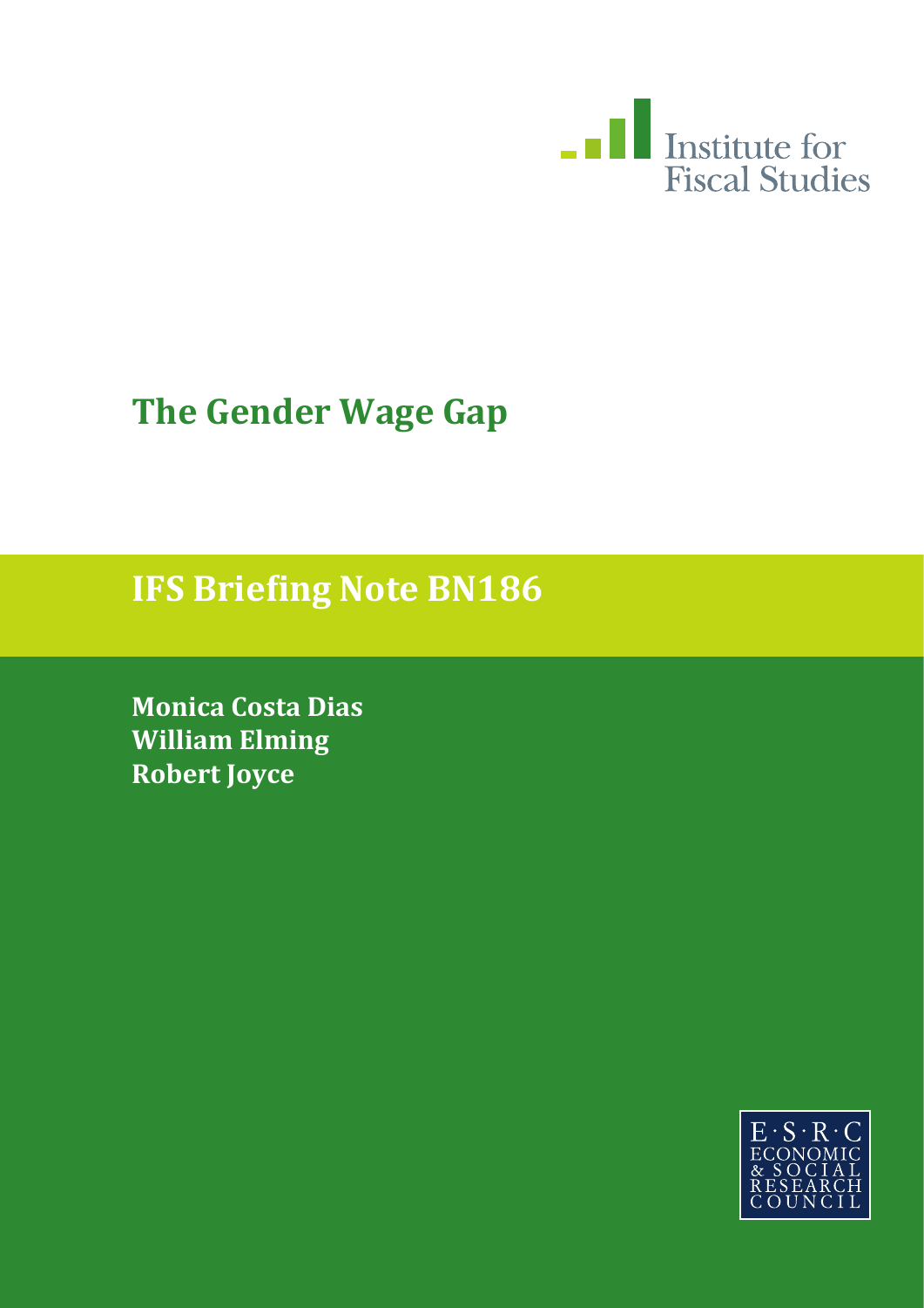Institute for Fiscal Studies

# The Gender Wage Gap

## IFS Briefing Note BN186

**Monica Costa Dias**
**William Elming**
**Robert Joyce**

E·S·R·C ECONOMIC & SOCIAL RESEARCH COUNCIL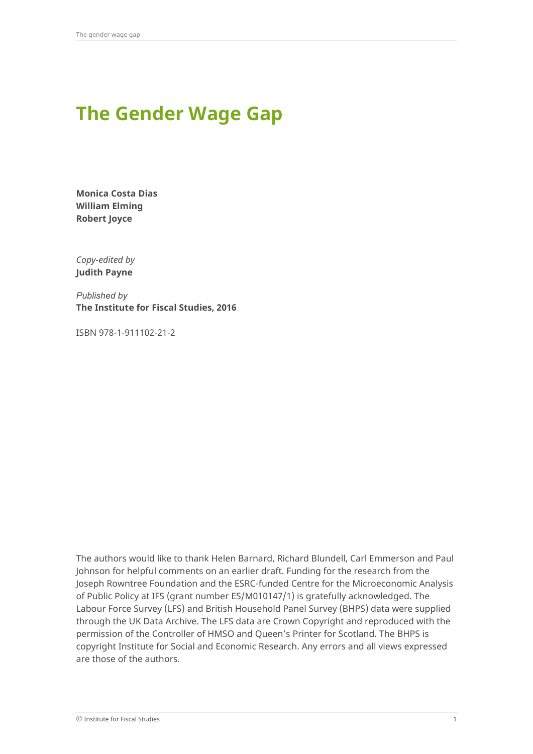# The Gender Wage Gap

**Monica Costa Dias**
**William Elming**
**Robert Joyce**

*Copy-edited by*
**Judith Payne**

*Published by*
**The Institute for Fiscal Studies, 2016**

ISBN 978-1-911102-21-2

The authors would like to thank Helen Barnard, Richard Blundell, Carl Emmerson and Paul Johnson for helpful comments on an earlier draft. Funding for the research from the Joseph Rowntree Foundation and the ESRC-funded Centre for the Microeconomic Analysis of Public Policy at IFS (grant number ES/M010147/1) is gratefully acknowledged. The Labour Force Survey (LFS) and British Household Panel Survey (BHPS) data were supplied through the UK Data Archive. The LFS data are Crown Copyright and reproduced with the permission of the Controller of HMSO and Queen's Printer for Scotland. The BHPS is copyright Institute for Social and Economic Research. Any errors and all views expressed are those of the authors.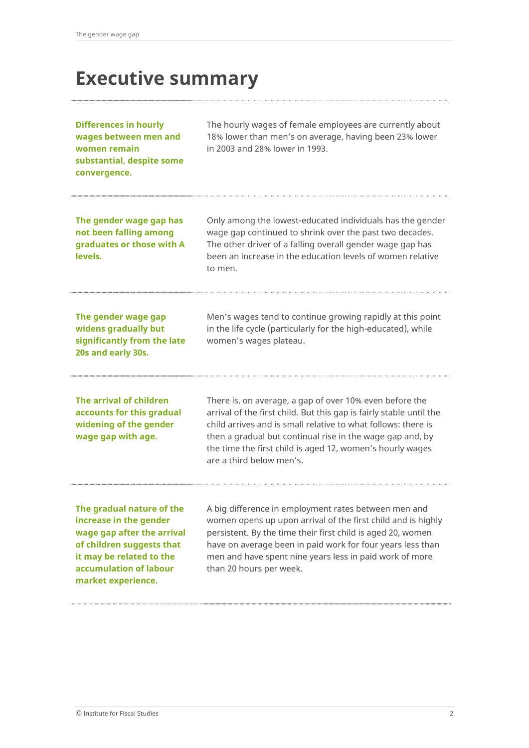# Executive summary

**Differences in hourly wages between men and women remain substantial, despite some convergence.**

The hourly wages of female employees are currently about 18% lower than men's on average, having been 23% lower in 2003 and 28% lower in 1993.

**The gender wage gap has not been falling among graduates or those with A levels.**

Only among the lowest-educated individuals has the gender wage gap continued to shrink over the past two decades. The other driver of a falling overall gender wage gap has been an increase in the education levels of women relative to men.

**The gender wage gap widens gradually but significantly from the late 20s and early 30s.**

Men's wages tend to continue growing rapidly at this point in the life cycle (particularly for the high-educated), while women's wages plateau.

**The arrival of children accounts for this gradual widening of the gender wage gap with age.**

There is, on average, a gap of over 10% even before the arrival of the first child. But this gap is fairly stable until the child arrives and is small relative to what follows: there is then a gradual but continual rise in the wage gap and, by the time the first child is aged 12, women's hourly wages are a third below men's.

**The gradual nature of the increase in the gender wage gap after the arrival of children suggests that it may be related to the accumulation of labour market experience.**

A big difference in employment rates between men and women opens up upon arrival of the first child and is highly persistent. By the time their first child is aged 20, women have on average been in paid work for four years less than men and have spent nine years less in paid work of more than 20 hours per week.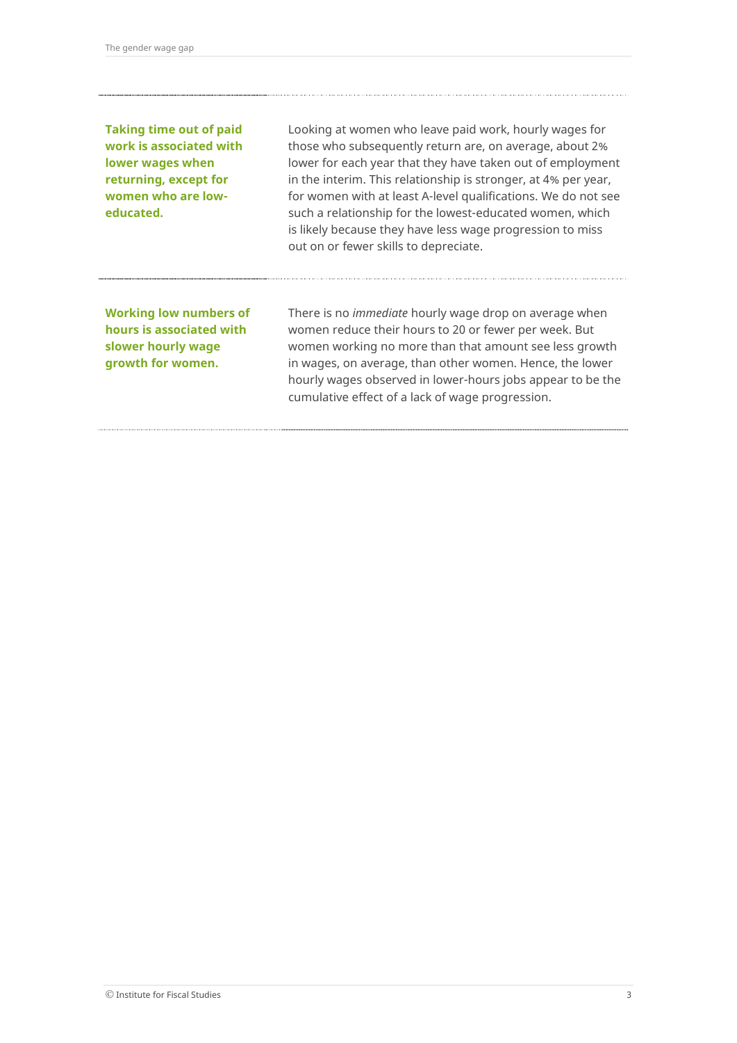**Taking time out of paid work is associated with lower wages when returning, except for women who are low-educated.**

Looking at women who leave paid work, hourly wages for those who subsequently return are, on average, about 2% lower for each year that they have taken out of employment in the interim. This relationship is stronger, at 4% per year, for women with at least A-level qualifications. We do not see such a relationship for the lowest-educated women, which is likely because they have less wage progression to miss out on or fewer skills to depreciate.

**Working low numbers of hours is associated with slower hourly wage growth for women.**

There is no *immediate* hourly wage drop on average when women reduce their hours to 20 or fewer per week. But women working no more than that amount see less growth in wages, on average, than other women. Hence, the lower hourly wages observed in lower-hours jobs appear to be the cumulative effect of a lack of wage progression.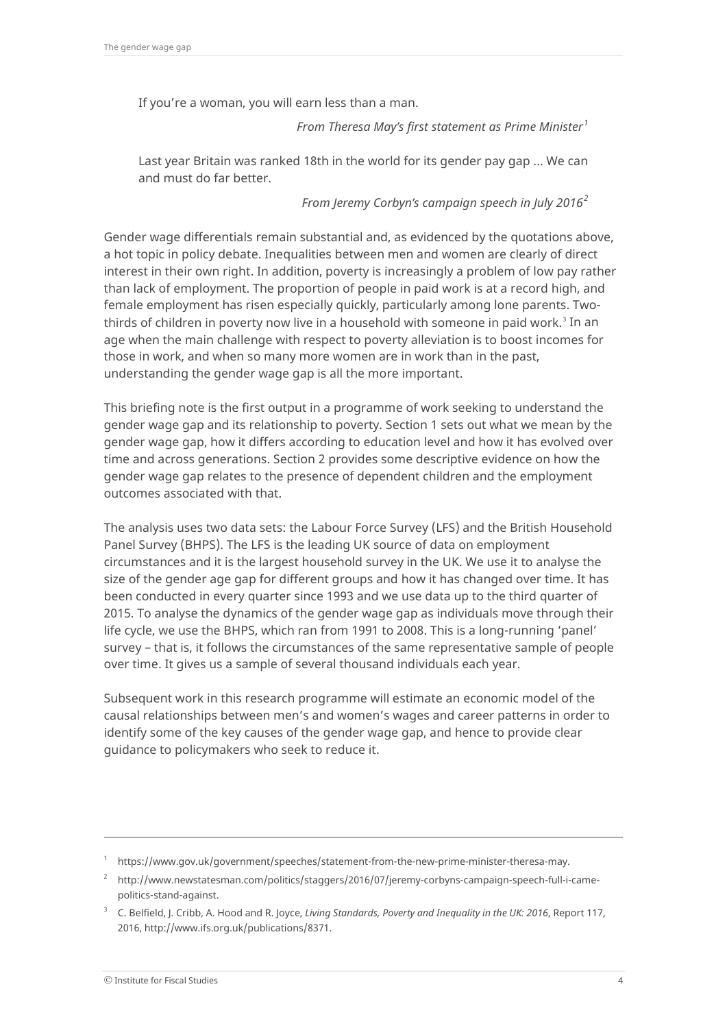> If you're a woman, you will earn less than a man.
>
> *From Theresa May's first statement as Prime Minister*[1]
>
> Last year Britain was ranked 18th in the world for its gender pay gap ... We can and must do far better.
>
> *From Jeremy Corbyn's campaign speech in July 2016*[2]

Gender wage differentials remain substantial and, as evidenced by the quotations above, a hot topic in policy debate. Inequalities between men and women are clearly of direct interest in their own right. In addition, poverty is increasingly a problem of low pay rather than lack of employment. The proportion of people in paid work is at a record high, and female employment has risen especially quickly, particularly among lone parents. Two-thirds of children in poverty now live in a household with someone in paid work.[3] In an age when the main challenge with respect to poverty alleviation is to boost incomes for those in work, and when so many more women are in work than in the past, understanding the gender wage gap is all the more important.

This briefing note is the first output in a programme of work seeking to understand the gender wage gap and its relationship to poverty. Section 1 sets out what we mean by the gender wage gap, how it differs according to education level and how it has evolved over time and across generations. Section 2 provides some descriptive evidence on how the gender wage gap relates to the presence of dependent children and the employment outcomes associated with that.

The analysis uses two data sets: the Labour Force Survey (LFS) and the British Household Panel Survey (BHPS). The LFS is the leading UK source of data on employment circumstances and it is the largest household survey in the UK. We use it to analyse the size of the gender age gap for different groups and how it has changed over time. It has been conducted in every quarter since 1993 and we use data up to the third quarter of 2015. To analyse the dynamics of the gender wage gap as individuals move through their life cycle, we use the BHPS, which ran from 1991 to 2008. This is a long-running 'panel' survey – that is, it follows the circumstances of the same representative sample of people over time. It gives us a sample of several thousand individuals each year.

Subsequent work in this research programme will estimate an economic model of the causal relationships between men's and women's wages and career patterns in order to identify some of the key causes of the gender wage gap, and hence to provide clear guidance to policymakers who seek to reduce it.

---

[1] https://www.gov.uk/government/speeches/statement-from-the-new-prime-minister-theresa-may.

[2] http://www.newstatesman.com/politics/staggers/2016/07/jeremy-corbyns-campaign-speech-full-i-came-politics-stand-against.

[3] C. Belfield, J. Cribb, A. Hood and R. Joyce, *Living Standards, Poverty and Inequality in the UK: 2016*, Report 117, 2016, http://www.ifs.org.uk/publications/8371.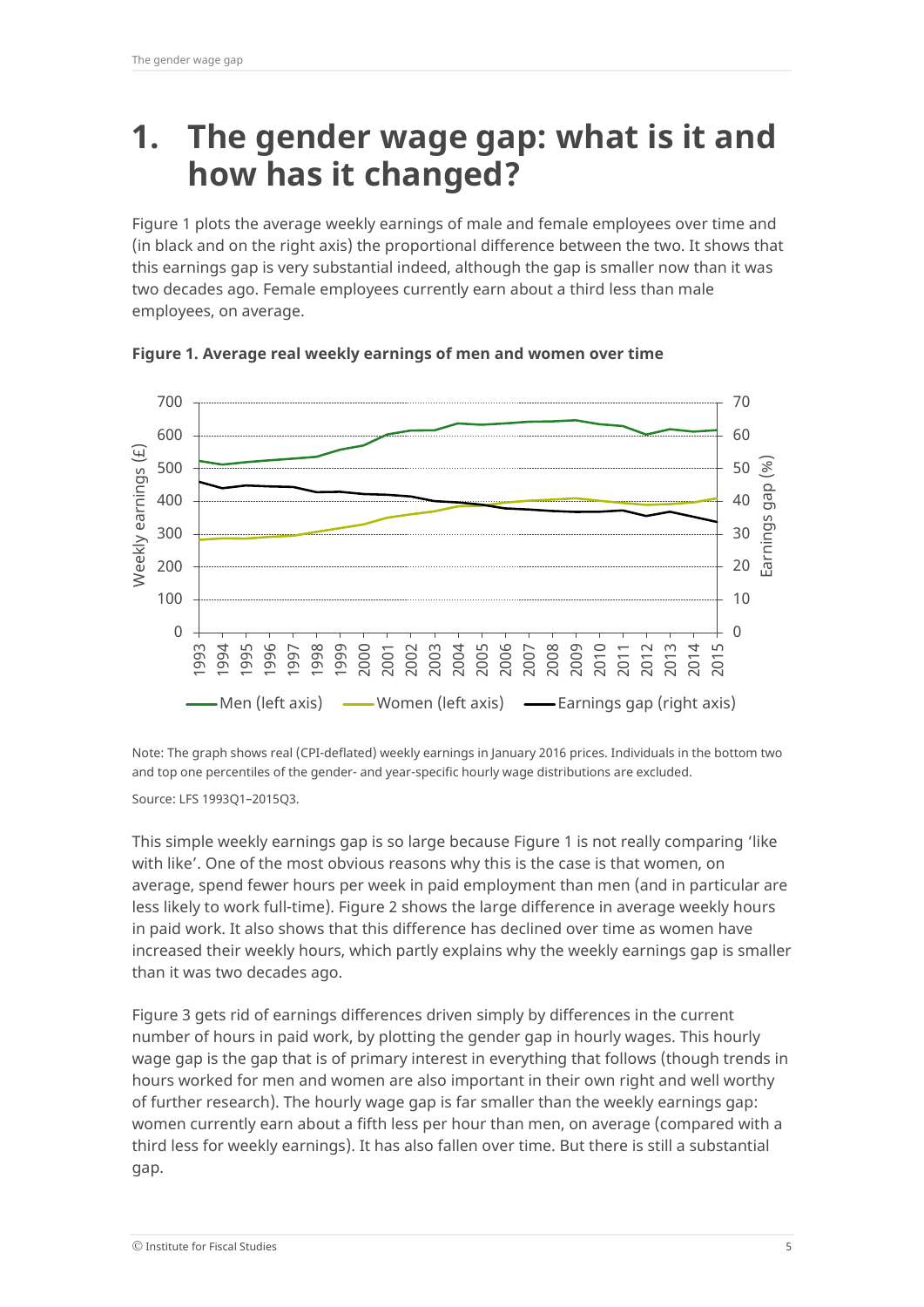# 1. The gender wage gap: what is it and how has it changed?

Figure 1 plots the average weekly earnings of male and female employees over time and (in black and on the right axis) the proportional difference between the two. It shows that this earnings gap is very substantial indeed, although the gap is smaller now than it was two decades ago. Female employees currently earn about a third less than male employees, on average.

**Figure 1. Average real weekly earnings of men and women over time**

Note: The graph shows real (CPI-deflated) weekly earnings in January 2016 prices. Individuals in the bottom two and top one percentiles of the gender- and year-specific hourly wage distributions are excluded.

Source: LFS 1993Q1–2015Q3.

This simple weekly earnings gap is so large because Figure 1 is not really comparing 'like with like'. One of the most obvious reasons why this is the case is that women, on average, spend fewer hours per week in paid employment than men (and in particular are less likely to work full-time). Figure 2 shows the large difference in average weekly hours in paid work. It also shows that this difference has declined over time as women have increased their weekly hours, which partly explains why the weekly earnings gap is smaller than it was two decades ago.

Figure 3 gets rid of earnings differences driven simply by differences in the current number of hours in paid work, by plotting the gender gap in hourly wages. This hourly wage gap is the gap that is of primary interest in everything that follows (though trends in hours worked for men and women are also important in their own right and well worthy of further research). The hourly wage gap is far smaller than the weekly earnings gap: women currently earn about a fifth less per hour than men, on average (compared with a third less for weekly earnings). It has also fallen over time. But there is still a substantial gap.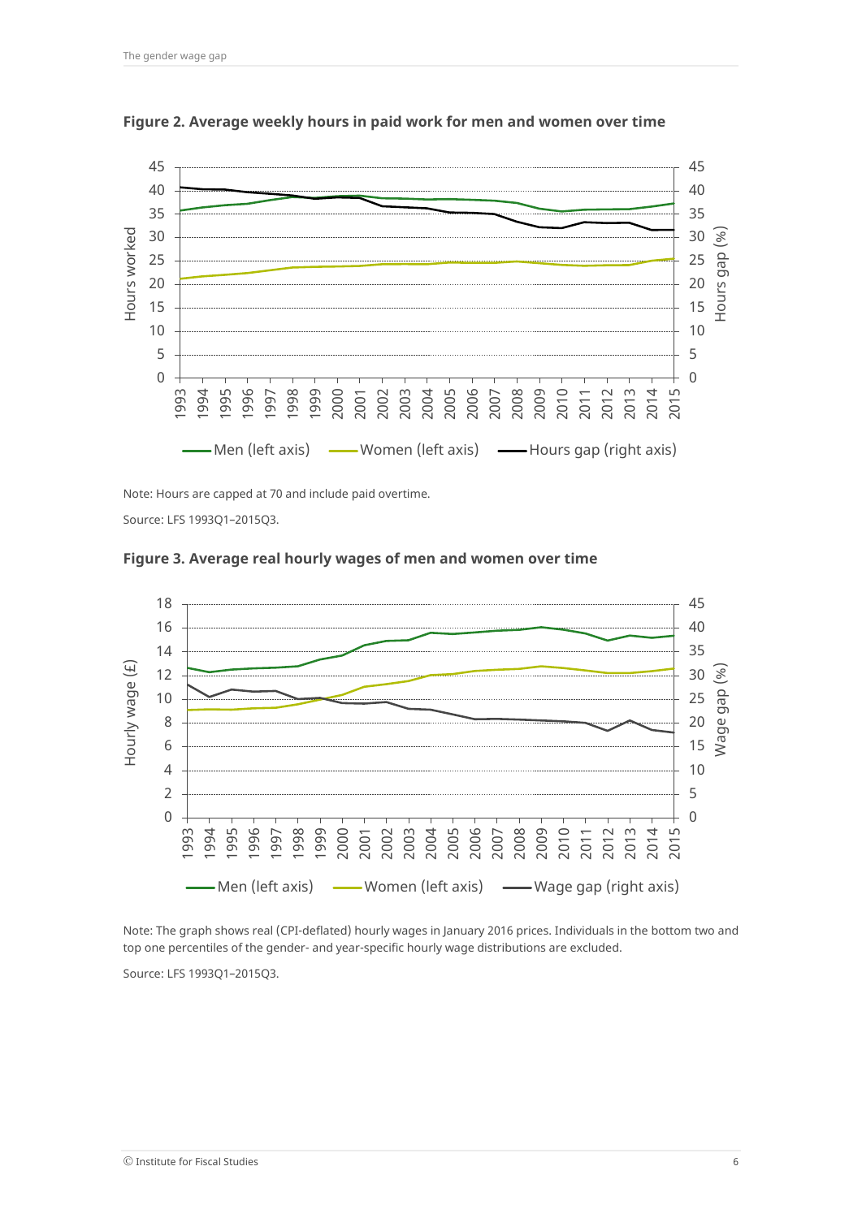**Figure 2. Average weekly hours in paid work for men and women over time**

Note: Hours are capped at 70 and include paid overtime.

Source: LFS 1993Q1–2015Q3.

**Figure 3. Average real hourly wages of men and women over time**

Note: The graph shows real (CPI-deflated) hourly wages in January 2016 prices. Individuals in the bottom two and top one percentiles of the gender- and year-specific hourly wage distributions are excluded.

Source: LFS 1993Q1–2015Q3.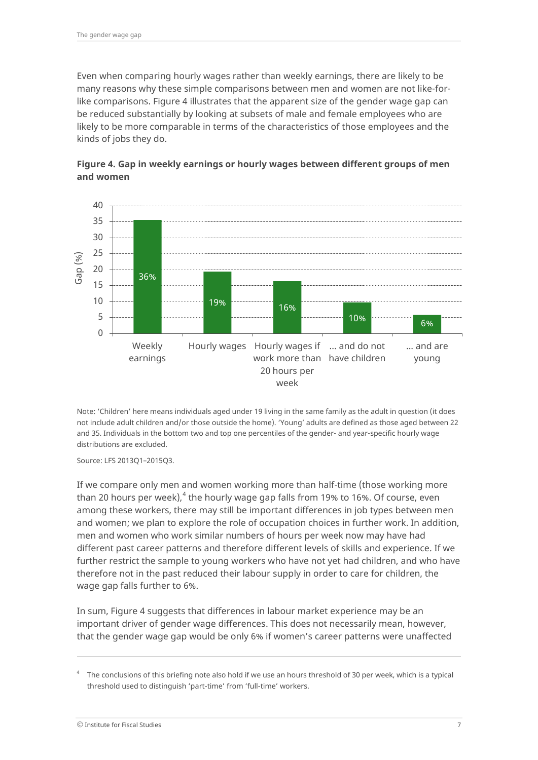Even when comparing hourly wages rather than weekly earnings, there are likely to be many reasons why these simple comparisons between men and women are not like-for-like comparisons. Figure 4 illustrates that the apparent size of the gender wage gap can be reduced substantially by looking at subsets of male and female employees who are likely to be more comparable in terms of the characteristics of those employees and the kinds of jobs they do.

**Figure 4. Gap in weekly earnings or hourly wages between different groups of men and women**

| | Gap (%) |
|---|---|
| Weekly earnings | 36% |
| Hourly wages | 19% |
| Hourly wages if work more than 20 hours per week | 16% |
| ... and do not have children | 10% |
| ... and are young | 6% |

Note: 'Children' here means individuals aged under 19 living in the same family as the adult in question (it does not include adult children and/or those outside the home). 'Young' adults are defined as those aged between 22 and 35. Individuals in the bottom two and top one percentiles of the gender- and year-specific hourly wage distributions are excluded.

Source: LFS 2013Q1–2015Q3.

If we compare only men and women working more than half-time (those working more than 20 hours per week),[4] the hourly wage gap falls from 19% to 16%. Of course, even among these workers, there may still be important differences in job types between men and women; we plan to explore the role of occupation choices in further work. In addition, men and women who work similar numbers of hours per week now may have had different past career patterns and therefore different levels of skills and experience. If we further restrict the sample to young workers who have not yet had children, and who have therefore not in the past reduced their labour supply in order to care for children, the wage gap falls further to 6%.

In sum, Figure 4 suggests that differences in labour market experience may be an important driver of gender wage differences. This does not necessarily mean, however, that the gender wage gap would be only 6% if women's career patterns were unaffected

[4] The conclusions of this briefing note also hold if we use an hours threshold of 30 per week, which is a typical threshold used to distinguish 'part-time' from 'full-time' workers.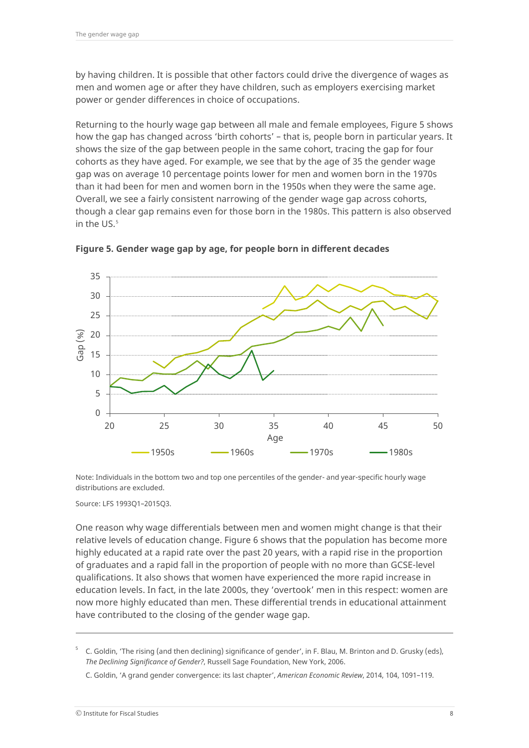by having children. It is possible that other factors could drive the divergence of wages as men and women age or after they have children, such as employers exercising market power or gender differences in choice of occupations.

Returning to the hourly wage gap between all male and female employees, Figure 5 shows how the gap has changed across 'birth cohorts' – that is, people born in particular years. It shows the size of the gap between people in the same cohort, tracing the gap for four cohorts as they have aged. For example, we see that by the age of 35 the gender wage gap was on average 10 percentage points lower for men and women born in the 1970s than it had been for men and women born in the 1950s when they were the same age. Overall, we see a fairly consistent narrowing of the gender wage gap across cohorts, though a clear gap remains even for those born in the 1980s. This pattern is also observed in the US.[5]

**Figure 5. Gender wage gap by age, for people born in different decades**

Note: Individuals in the bottom two and top one percentiles of the gender- and year-specific hourly wage distributions are excluded.

Source: LFS 1993Q1–2015Q3.

One reason why wage differentials between men and women might change is that their relative levels of education change. Figure 6 shows that the population has become more highly educated at a rapid rate over the past 20 years, with a rapid rise in the proportion of graduates and a rapid fall in the proportion of people with no more than GCSE-level qualifications. It also shows that women have experienced the more rapid increase in education levels. In fact, in the late 2000s, they 'overtook' men in this respect: women are now more highly educated than men. These differential trends in educational attainment have contributed to the closing of the gender wage gap.

---

[5] C. Goldin, 'The rising (and then declining) significance of gender', in F. Blau, M. Brinton and D. Grusky (eds), *The Declining Significance of Gender?*, Russell Sage Foundation, New York, 2006.

C. Goldin, 'A grand gender convergence: its last chapter', *American Economic Review*, 2014, 104, 1091–119.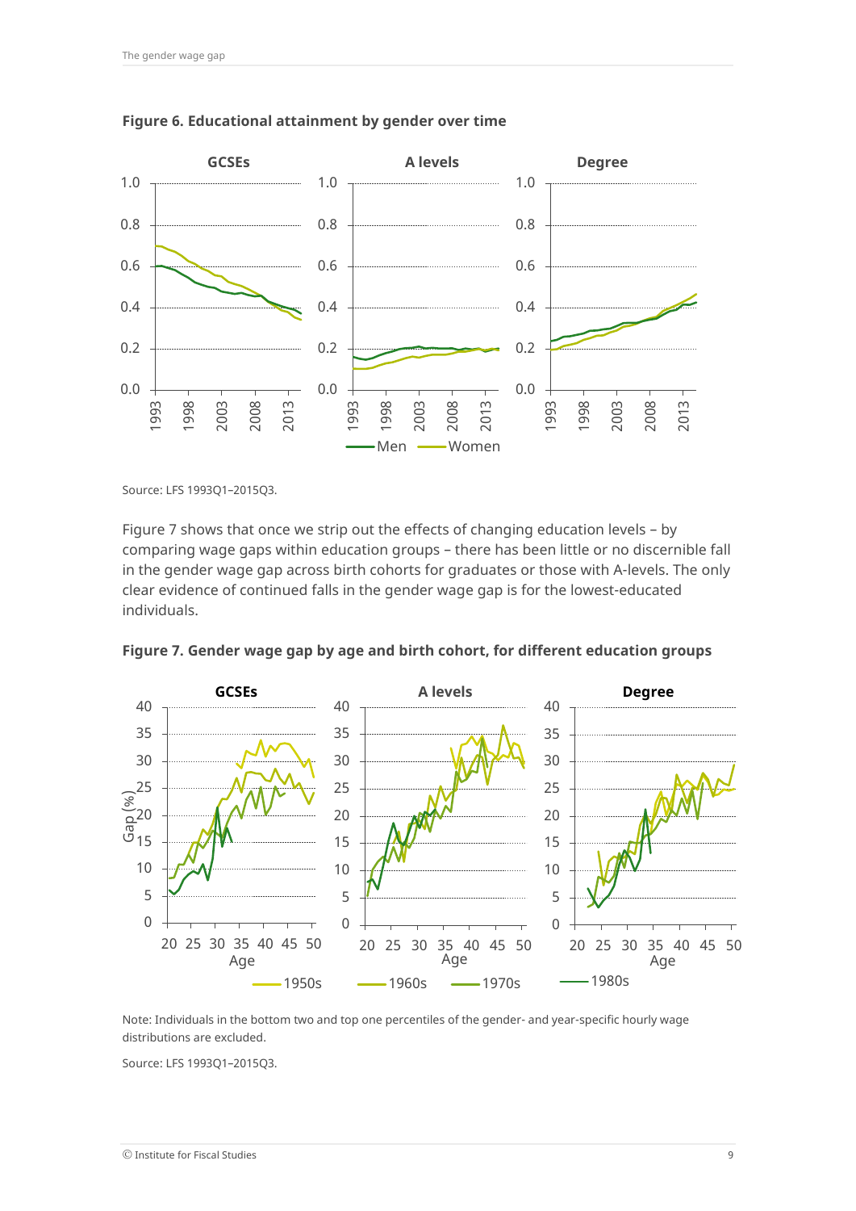**Figure 6. Educational attainment by gender over time**

Source: LFS 1993Q1–2015Q3.

Figure 7 shows that once we strip out the effects of changing education levels – by comparing wage gaps within education groups – there has been little or no discernible fall in the gender wage gap across birth cohorts for graduates or those with A-levels. The only clear evidence of continued falls in the gender wage gap is for the lowest-educated individuals.

**Figure 7. Gender wage gap by age and birth cohort, for different education groups**

Note: Individuals in the bottom two and top one percentiles of the gender- and year-specific hourly wage distributions are excluded.

Source: LFS 1993Q1–2015Q3.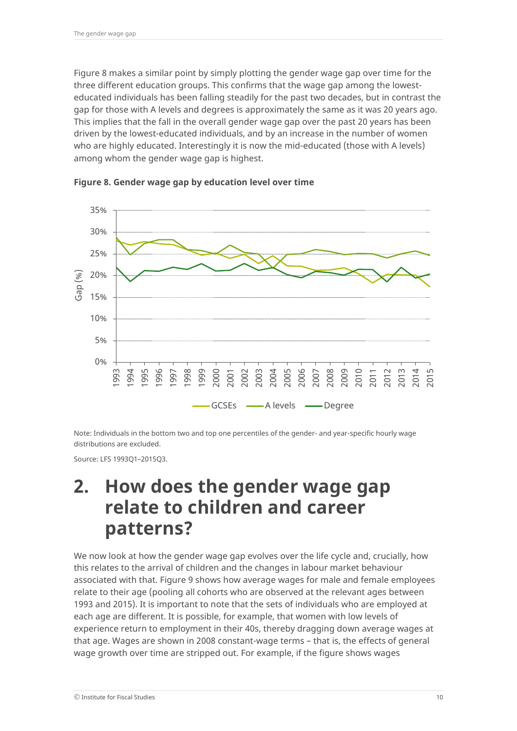Figure 8 makes a similar point by simply plotting the gender wage gap over time for the three different education groups. This confirms that the wage gap among the lowest-educated individuals has been falling steadily for the past two decades, but in contrast the gap for those with A levels and degrees is approximately the same as it was 20 years ago. This implies that the fall in the overall gender wage gap over the past 20 years has been driven by the lowest-educated individuals, and by an increase in the number of women who are highly educated. Interestingly it is now the mid-educated (those with A levels) among whom the gender wage gap is highest.

**Figure 8. Gender wage gap by education level over time**

Note: Individuals in the bottom two and top one percentiles of the gender- and year-specific hourly wage distributions are excluded.

Source: LFS 1993Q1–2015Q3.

# 2. How does the gender wage gap relate to children and career patterns?

We now look at how the gender wage gap evolves over the life cycle and, crucially, how this relates to the arrival of children and the changes in labour market behaviour associated with that. Figure 9 shows how average wages for male and female employees relate to their age (pooling all cohorts who are observed at the relevant ages between 1993 and 2015). It is important to note that the sets of individuals who are employed at each age are different. It is possible, for example, that women with low levels of experience return to employment in their 40s, thereby dragging down average wages at that age. Wages are shown in 2008 constant-wage terms – that is, the effects of general wage growth over time are stripped out. For example, if the figure shows wages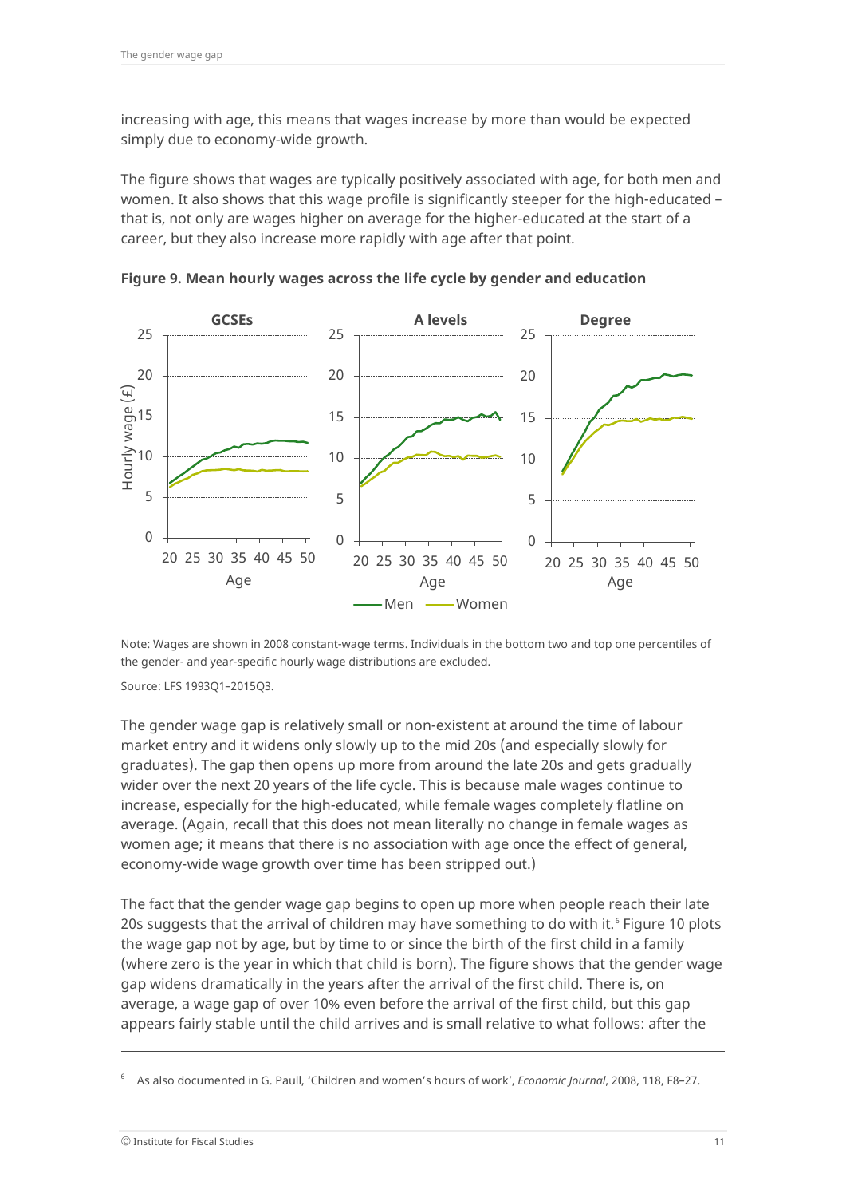increasing with age, this means that wages increase by more than would be expected simply due to economy-wide growth.

The figure shows that wages are typically positively associated with age, for both men and women. It also shows that this wage profile is significantly steeper for the high-educated – that is, not only are wages higher on average for the higher-educated at the start of a career, but they also increase more rapidly with age after that point.

**Figure 9. Mean hourly wages across the life cycle by gender and education**

Note: Wages are shown in 2008 constant-wage terms. Individuals in the bottom two and top one percentiles of the gender- and year-specific hourly wage distributions are excluded.

Source: LFS 1993Q1–2015Q3.

The gender wage gap is relatively small or non-existent at around the time of labour market entry and it widens only slowly up to the mid 20s (and especially slowly for graduates). The gap then opens up more from around the late 20s and gets gradually wider over the next 20 years of the life cycle. This is because male wages continue to increase, especially for the high-educated, while female wages completely flatline on average. (Again, recall that this does not mean literally no change in female wages as women age; it means that there is no association with age once the effect of general, economy-wide wage growth over time has been stripped out.)

The fact that the gender wage gap begins to open up more when people reach their late 20s suggests that the arrival of children may have something to do with it.[6] Figure 10 plots the wage gap not by age, but by time to or since the birth of the first child in a family (where zero is the year in which that child is born). The figure shows that the gender wage gap widens dramatically in the years after the arrival of the first child. There is, on average, a wage gap of over 10% even before the arrival of the first child, but this gap appears fairly stable until the child arrives and is small relative to what follows: after the

[6] As also documented in G. Paull, 'Children and women's hours of work', *Economic Journal*, 2008, 118, F8–27.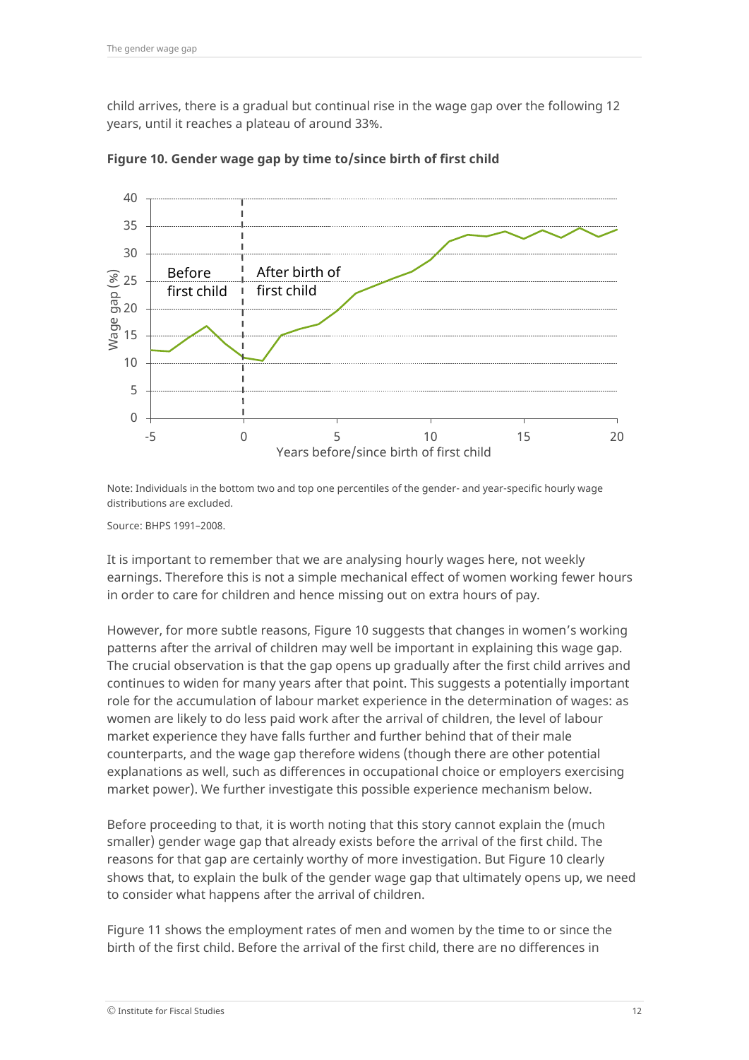child arrives, there is a gradual but continual rise in the wage gap over the following 12 years, until it reaches a plateau of around 33%.

**Figure 10. Gender wage gap by time to/since birth of first child**

Note: Individuals in the bottom two and top one percentiles of the gender- and year-specific hourly wage distributions are excluded.

Source: BHPS 1991–2008.

It is important to remember that we are analysing hourly wages here, not weekly earnings. Therefore this is not a simple mechanical effect of women working fewer hours in order to care for children and hence missing out on extra hours of pay.

However, for more subtle reasons, Figure 10 suggests that changes in women's working patterns after the arrival of children may well be important in explaining this wage gap. The crucial observation is that the gap opens up gradually after the first child arrives and continues to widen for many years after that point. This suggests a potentially important role for the accumulation of labour market experience in the determination of wages: as women are likely to do less paid work after the arrival of children, the level of labour market experience they have falls further and further behind that of their male counterparts, and the wage gap therefore widens (though there are other potential explanations as well, such as differences in occupational choice or employers exercising market power). We further investigate this possible experience mechanism below.

Before proceeding to that, it is worth noting that this story cannot explain the (much smaller) gender wage gap that already exists before the arrival of the first child. The reasons for that gap are certainly worthy of more investigation. But Figure 10 clearly shows that, to explain the bulk of the gender wage gap that ultimately opens up, we need to consider what happens after the arrival of children.

Figure 11 shows the employment rates of men and women by the time to or since the birth of the first child. Before the arrival of the first child, there are no differences in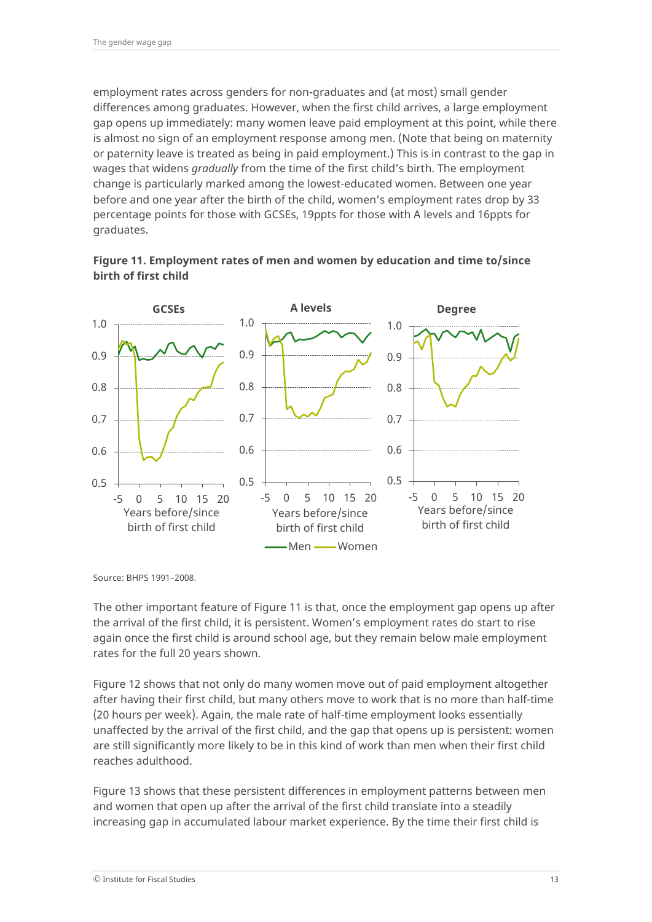employment rates across genders for non-graduates and (at most) small gender differences among graduates. However, when the first child arrives, a large employment gap opens up immediately: many women leave paid employment at this point, while there is almost no sign of an employment response among men. (Note that being on maternity or paternity leave is treated as being in paid employment.) This is in contrast to the gap in wages that widens *gradually* from the time of the first child's birth. The employment change is particularly marked among the lowest-educated women. Between one year before and one year after the birth of the child, women's employment rates drop by 33 percentage points for those with GCSEs, 19ppts for those with A levels and 16ppts for graduates.

**Figure 11. Employment rates of men and women by education and time to/since birth of first child**

Source: BHPS 1991–2008.

The other important feature of Figure 11 is that, once the employment gap opens up after the arrival of the first child, it is persistent. Women's employment rates do start to rise again once the first child is around school age, but they remain below male employment rates for the full 20 years shown.

Figure 12 shows that not only do many women move out of paid employment altogether after having their first child, but many others move to work that is no more than half-time (20 hours per week). Again, the male rate of half-time employment looks essentially unaffected by the arrival of the first child, and the gap that opens up is persistent: women are still significantly more likely to be in this kind of work than men when their first child reaches adulthood.

Figure 13 shows that these persistent differences in employment patterns between men and women that open up after the arrival of the first child translate into a steadily increasing gap in accumulated labour market experience. By the time their first child is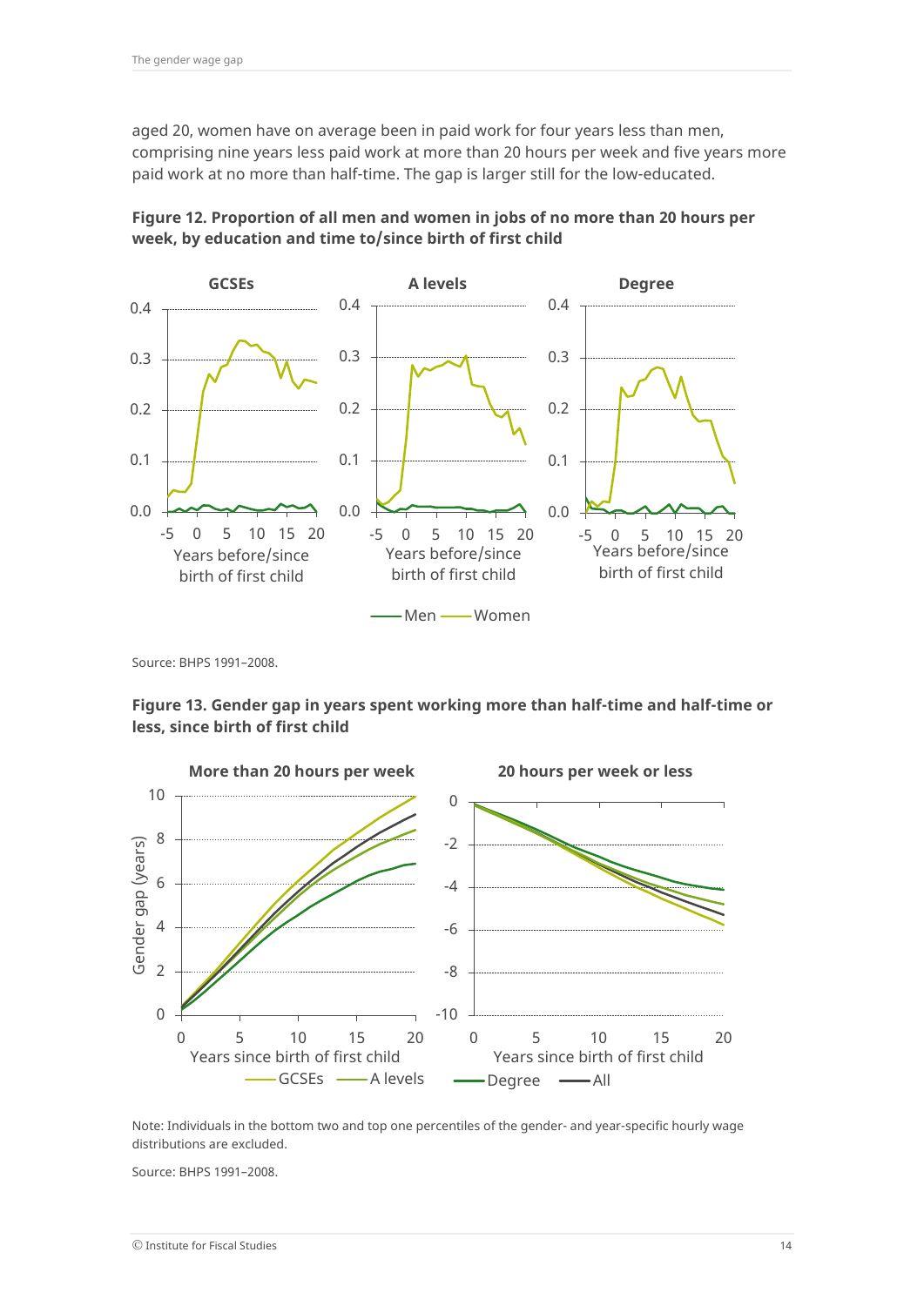aged 20, women have on average been in paid work for four years less than men, comprising nine years less paid work at more than 20 hours per week and five years more paid work at no more than half-time. The gap is larger still for the low-educated.

**Figure 12. Proportion of all men and women in jobs of no more than 20 hours per week, by education and time to/since birth of first child**

Source: BHPS 1991–2008.

**Figure 13. Gender gap in years spent working more than half-time and half-time or less, since birth of first child**

Note: Individuals in the bottom two and top one percentiles of the gender- and year-specific hourly wage distributions are excluded.

Source: BHPS 1991–2008.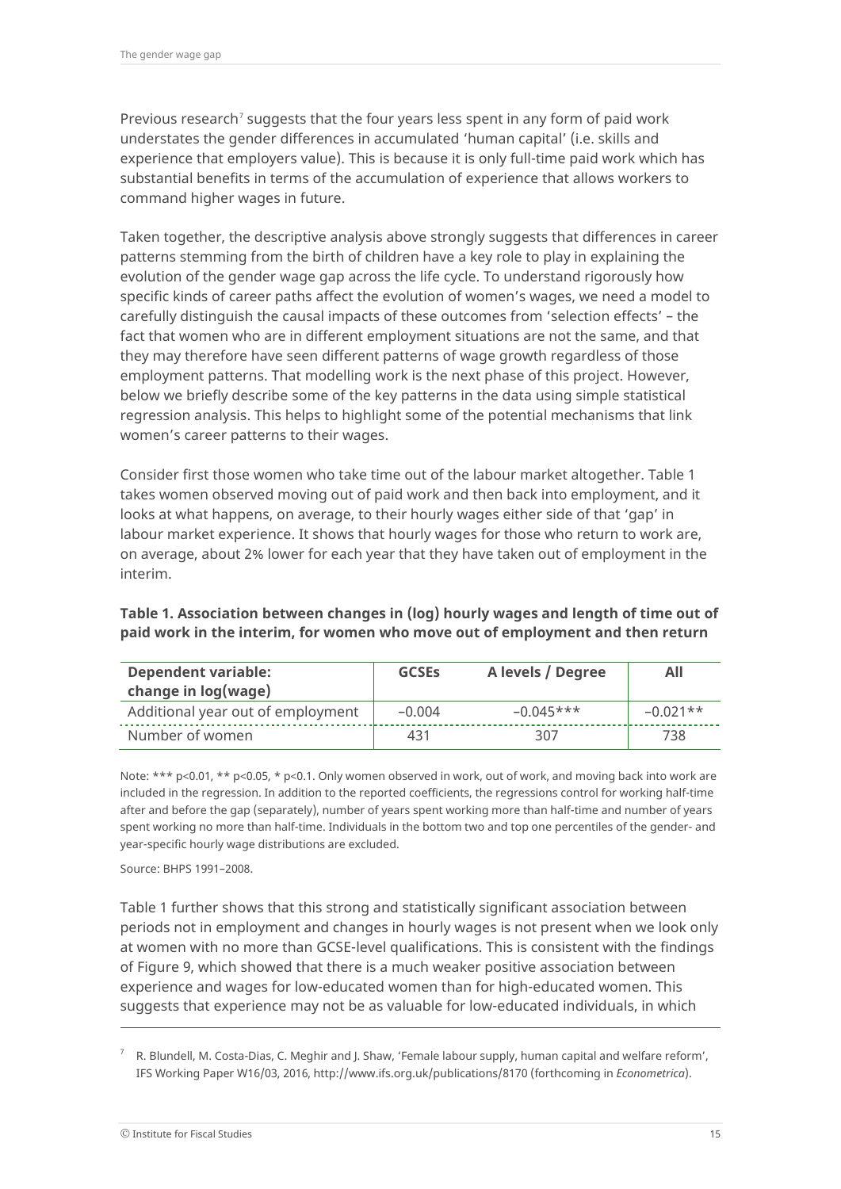Previous research[7] suggests that the four years less spent in any form of paid work understates the gender differences in accumulated 'human capital' (i.e. skills and experience that employers value). This is because it is only full-time paid work which has substantial benefits in terms of the accumulation of experience that allows workers to command higher wages in future.

Taken together, the descriptive analysis above strongly suggests that differences in career patterns stemming from the birth of children have a key role to play in explaining the evolution of the gender wage gap across the life cycle. To understand rigorously how specific kinds of career paths affect the evolution of women's wages, we need a model to carefully distinguish the causal impacts of these outcomes from 'selection effects' – the fact that women who are in different employment situations are not the same, and that they may therefore have seen different patterns of wage growth regardless of those employment patterns. That modelling work is the next phase of this project. However, below we briefly describe some of the key patterns in the data using simple statistical regression analysis. This helps to highlight some of the potential mechanisms that link women's career patterns to their wages.

Consider first those women who take time out of the labour market altogether. Table 1 takes women observed moving out of paid work and then back into employment, and it looks at what happens, on average, to their hourly wages either side of that 'gap' in labour market experience. It shows that hourly wages for those who return to work are, on average, about 2% lower for each year that they have taken out of employment in the interim.

**Table 1. Association between changes in (log) hourly wages and length of time out of paid work in the interim, for women who move out of employment and then return**

| Dependent variable: change in log(wage) | GCSEs | A levels / Degree | All |
|---|---|---|---|
| Additional year out of employment | −0.004 | −0.045*** | −0.021** |
| Number of women | 431 | 307 | 738 |

Note: *** p<0.01, ** p<0.05, * p<0.1. Only women observed in work, out of work, and moving back into work are included in the regression. In addition to the reported coefficients, the regressions control for working half-time after and before the gap (separately), number of years spent working more than half-time and number of years spent working no more than half-time. Individuals in the bottom two and top one percentiles of the gender- and year-specific hourly wage distributions are excluded.

Source: BHPS 1991–2008.

Table 1 further shows that this strong and statistically significant association between periods not in employment and changes in hourly wages is not present when we look only at women with no more than GCSE-level qualifications. This is consistent with the findings of Figure 9, which showed that there is a much weaker positive association between experience and wages for low-educated women than for high-educated women. This suggests that experience may not be as valuable for low-educated individuals, in which

[7] R. Blundell, M. Costa-Dias, C. Meghir and J. Shaw, 'Female labour supply, human capital and welfare reform', IFS Working Paper W16/03, 2016, http://www.ifs.org.uk/publications/8170 (forthcoming in *Econometrica*).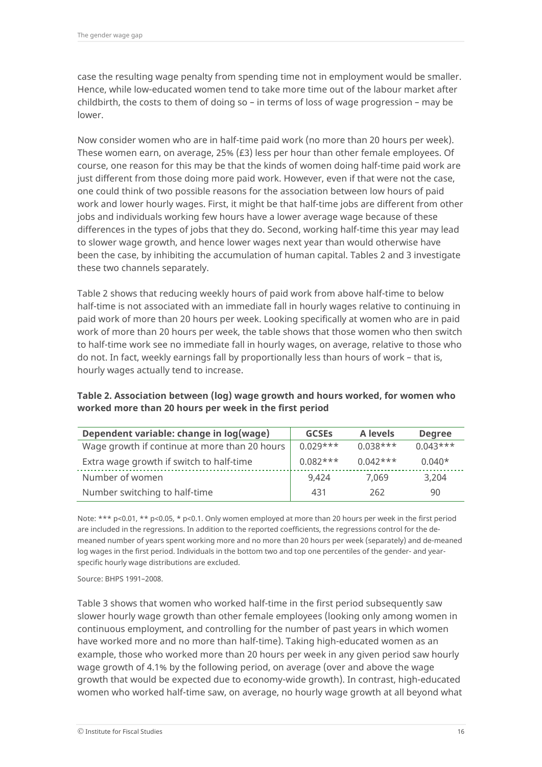case the resulting wage penalty from spending time not in employment would be smaller. Hence, while low-educated women tend to take more time out of the labour market after childbirth, the costs to them of doing so – in terms of loss of wage progression – may be lower.

Now consider women who are in half-time paid work (no more than 20 hours per week). These women earn, on average, 25% (£3) less per hour than other female employees. Of course, one reason for this may be that the kinds of women doing half-time paid work are just different from those doing more paid work. However, even if that were not the case, one could think of two possible reasons for the association between low hours of paid work and lower hourly wages. First, it might be that half-time jobs are different from other jobs and individuals working few hours have a lower average wage because of these differences in the types of jobs that they do. Second, working half-time this year may lead to slower wage growth, and hence lower wages next year than would otherwise have been the case, by inhibiting the accumulation of human capital. Tables 2 and 3 investigate these two channels separately.

Table 2 shows that reducing weekly hours of paid work from above half-time to below half-time is not associated with an immediate fall in hourly wages relative to continuing in paid work of more than 20 hours per week. Looking specifically at women who are in paid work of more than 20 hours per week, the table shows that those women who then switch to half-time work see no immediate fall in hourly wages, on average, relative to those who do not. In fact, weekly earnings fall by proportionally less than hours of work – that is, hourly wages actually tend to increase.

**Table 2. Association between (log) wage growth and hours worked, for women who worked more than 20 hours per week in the first period**

| Dependent variable: change in log(wage) | GCSEs | A levels | Degree |
|---|---|---|---|
| Wage growth if continue at more than 20 hours | 0.029*** | 0.038*** | 0.043*** |
| Extra wage growth if switch to half-time | 0.082*** | 0.042*** | 0.040* |
| Number of women | 9,424 | 7,069 | 3,204 |
| Number switching to half-time | 431 | 262 | 90 |

Note: *** p<0.01, ** p<0.05, * p<0.1. Only women employed at more than 20 hours per week in the first period are included in the regressions. In addition to the reported coefficients, the regressions control for the de-meaned number of years spent working more and no more than 20 hours per week (separately) and de-meaned log wages in the first period. Individuals in the bottom two and top one percentiles of the gender- and year-specific hourly wage distributions are excluded.

Source: BHPS 1991–2008.

Table 3 shows that women who worked half-time in the first period subsequently saw slower hourly wage growth than other female employees (looking only among women in continuous employment, and controlling for the number of past years in which women have worked more and no more than half-time). Taking high-educated women as an example, those who worked more than 20 hours per week in any given period saw hourly wage growth of 4.1% by the following period, on average (over and above the wage growth that would be expected due to economy-wide growth). In contrast, high-educated women who worked half-time saw, on average, no hourly wage growth at all beyond what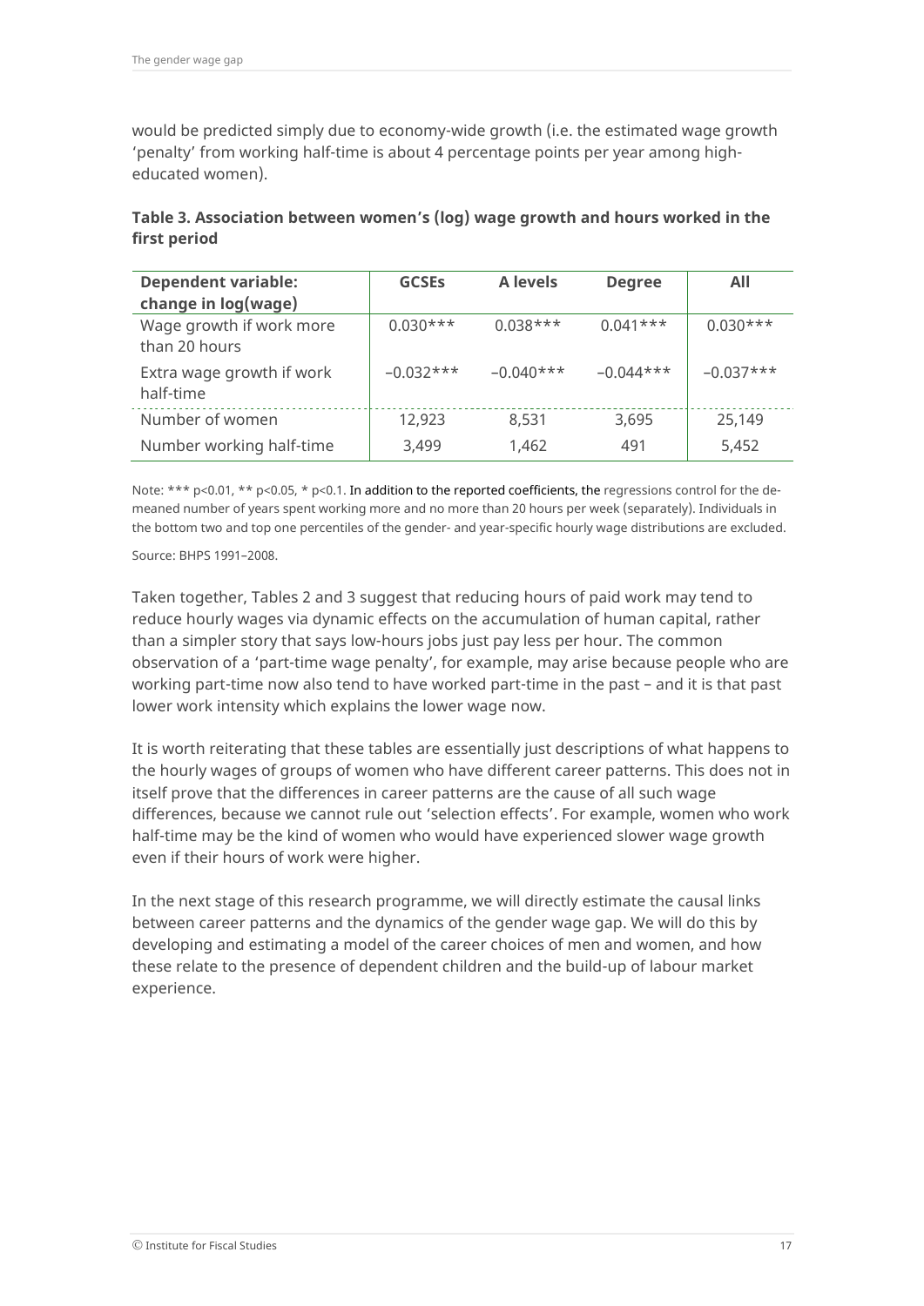would be predicted simply due to economy-wide growth (i.e. the estimated wage growth 'penalty' from working half-time is about 4 percentage points per year among high-educated women).

**Table 3. Association between women's (log) wage growth and hours worked in the first period**

| Dependent variable: change in log(wage) | GCSEs | A levels | Degree | All |
|---|---|---|---|---|
| Wage growth if work more than 20 hours | 0.030*** | 0.038*** | 0.041*** | 0.030*** |
| Extra wage growth if work half-time | −0.032*** | −0.040*** | −0.044*** | −0.037*** |
| Number of women | 12,923 | 8,531 | 3,695 | 25,149 |
| Number working half-time | 3,499 | 1,462 | 491 | 5,452 |

Note: *** p<0.01, ** p<0.05, * p<0.1. In addition to the reported coefficients, the regressions control for the de-meaned number of years spent working more and no more than 20 hours per week (separately). Individuals in the bottom two and top one percentiles of the gender- and year-specific hourly wage distributions are excluded.

Source: BHPS 1991–2008.

Taken together, Tables 2 and 3 suggest that reducing hours of paid work may tend to reduce hourly wages via dynamic effects on the accumulation of human capital, rather than a simpler story that says low-hours jobs just pay less per hour. The common observation of a 'part-time wage penalty', for example, may arise because people who are working part-time now also tend to have worked part-time in the past – and it is that past lower work intensity which explains the lower wage now.

It is worth reiterating that these tables are essentially just descriptions of what happens to the hourly wages of groups of women who have different career patterns. This does not in itself prove that the differences in career patterns are the cause of all such wage differences, because we cannot rule out 'selection effects'. For example, women who work half-time may be the kind of women who would have experienced slower wage growth even if their hours of work were higher.

In the next stage of this research programme, we will directly estimate the causal links between career patterns and the dynamics of the gender wage gap. We will do this by developing and estimating a model of the career choices of men and women, and how these relate to the presence of dependent children and the build-up of labour market experience.